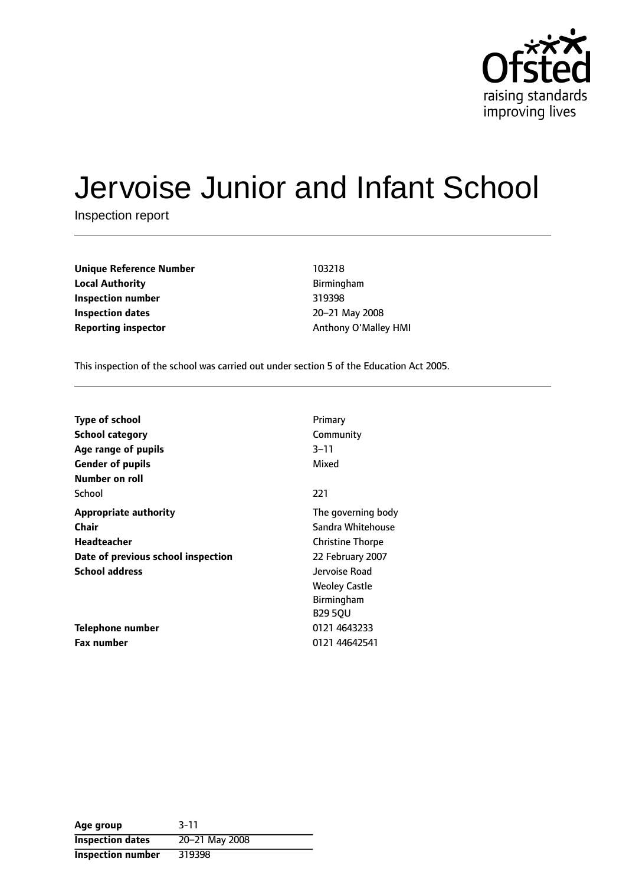# Jervoise Junior and Infant School

Inspection report

| | |
|---|---|
| **Unique Reference Number** | 103218 |
| **Local Authority** | Birmingham |
| **Inspection number** | 319398 |
| **Inspection dates** | 20–21 May 2008 |
| **Reporting inspector** | Anthony O'Malley HMI |

This inspection of the school was carried out under section 5 of the Education Act 2005.

| | |
|---|---|
| **Type of school** | Primary |
| **School category** | Community |
| **Age range of pupils** | 3–11 |
| **Gender of pupils** | Mixed |
| **Number on roll** | |
| School | 221 |
| **Appropriate authority** | The governing body |
| **Chair** | Sandra Whitehouse |
| **Headteacher** | Christine Thorpe |
| **Date of previous school inspection** | 22 February 2007 |
| **School address** | Jervoise Road<br>Weoley Castle<br>Birmingham<br>B29 5QU |
| **Telephone number** | 0121 4643233 |
| **Fax number** | 0121 44642541 |

| | |
|---|---|
| **Age group** | 3-11 |
| **Inspection dates** | 20–21 May 2008 |
| **Inspection number** | 319398 |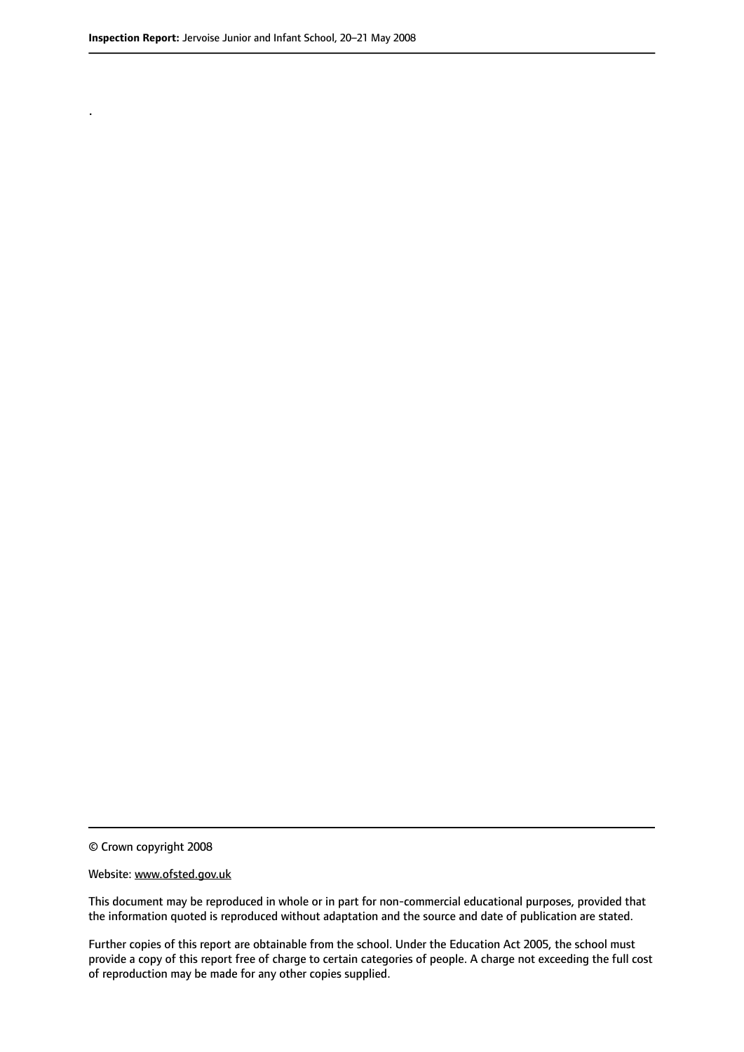.

© Crown copyright 2008

Website: www.ofsted.gov.uk

This document may be reproduced in whole or in part for non-commercial educational purposes, provided that the information quoted is reproduced without adaptation and the source and date of publication are stated.

Further copies of this report are obtainable from the school. Under the Education Act 2005, the school must provide a copy of this report free of charge to certain categories of people. A charge not exceeding the full cost of reproduction may be made for any other copies supplied.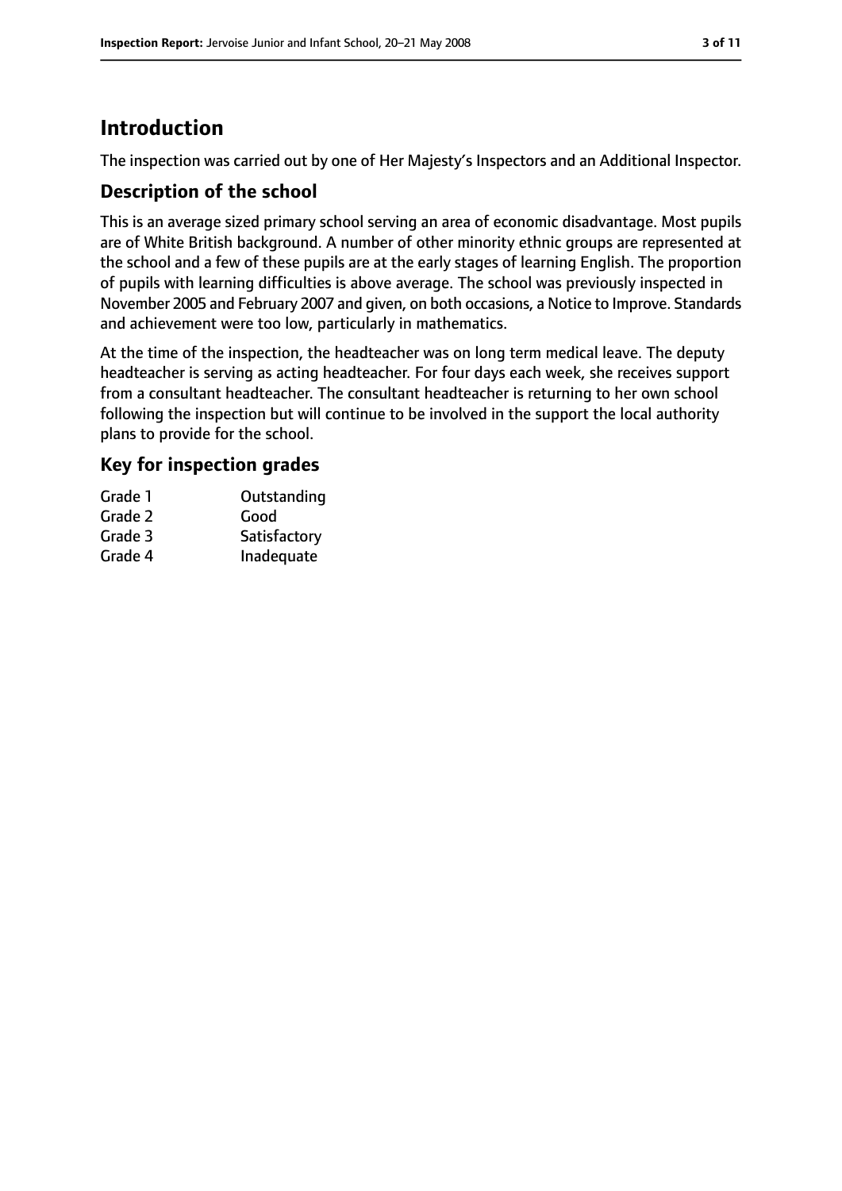# Introduction

The inspection was carried out by one of Her Majesty's Inspectors and an Additional Inspector.

## Description of the school

This is an average sized primary school serving an area of economic disadvantage. Most pupils are of White British background. A number of other minority ethnic groups are represented at the school and a few of these pupils are at the early stages of learning English. The proportion of pupils with learning difficulties is above average. The school was previously inspected in November 2005 and February 2007 and given, on both occasions, a Notice to Improve. Standards and achievement were too low, particularly in mathematics.

At the time of the inspection, the headteacher was on long term medical leave. The deputy headteacher is serving as acting headteacher. For four days each week, she receives support from a consultant headteacher. The consultant headteacher is returning to her own school following the inspection but will continue to be involved in the support the local authority plans to provide for the school.

## Key for inspection grades

| | |
|---|---|
| Grade 1 | Outstanding |
| Grade 2 | Good |
| Grade 3 | Satisfactory |
| Grade 4 | Inadequate |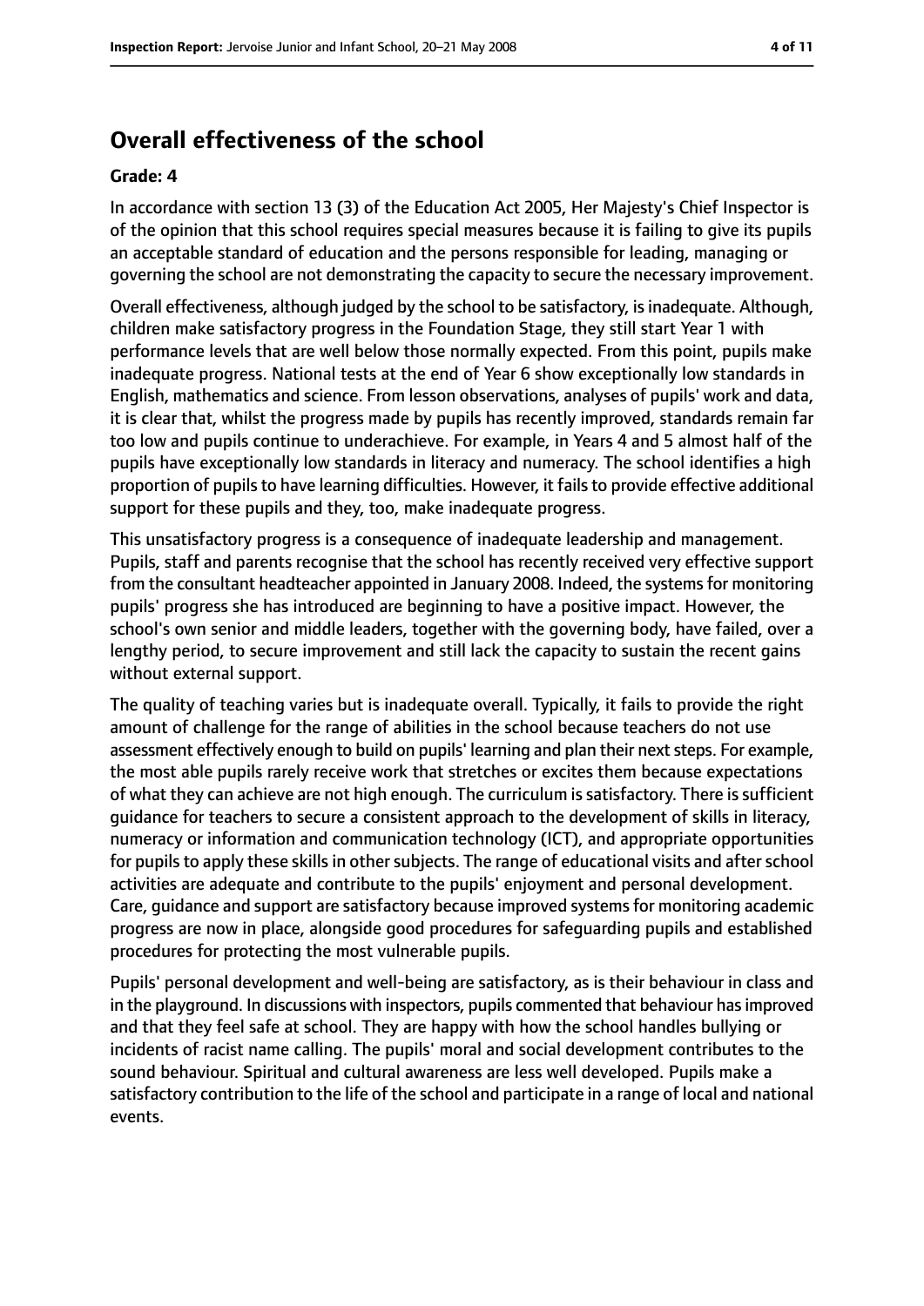## Overall effectiveness of the school

**Grade: 4**

In accordance with section 13 (3) of the Education Act 2005, Her Majesty's Chief Inspector is of the opinion that this school requires special measures because it is failing to give its pupils an acceptable standard of education and the persons responsible for leading, managing or governing the school are not demonstrating the capacity to secure the necessary improvement.

Overall effectiveness, although judged by the school to be satisfactory, is inadequate. Although, children make satisfactory progress in the Foundation Stage, they still start Year 1 with performance levels that are well below those normally expected. From this point, pupils make inadequate progress. National tests at the end of Year 6 show exceptionally low standards in English, mathematics and science. From lesson observations, analyses of pupils' work and data, it is clear that, whilst the progress made by pupils has recently improved, standards remain far too low and pupils continue to underachieve. For example, in Years 4 and 5 almost half of the pupils have exceptionally low standards in literacy and numeracy. The school identifies a high proportion of pupils to have learning difficulties. However, it fails to provide effective additional support for these pupils and they, too, make inadequate progress.

This unsatisfactory progress is a consequence of inadequate leadership and management. Pupils, staff and parents recognise that the school has recently received very effective support from the consultant headteacher appointed in January 2008. Indeed, the systems for monitoring pupils' progress she has introduced are beginning to have a positive impact. However, the school's own senior and middle leaders, together with the governing body, have failed, over a lengthy period, to secure improvement and still lack the capacity to sustain the recent gains without external support.

The quality of teaching varies but is inadequate overall. Typically, it fails to provide the right amount of challenge for the range of abilities in the school because teachers do not use assessment effectively enough to build on pupils' learning and plan their next steps. For example, the most able pupils rarely receive work that stretches or excites them because expectations of what they can achieve are not high enough. The curriculum is satisfactory. There is sufficient guidance for teachers to secure a consistent approach to the development of skills in literacy, numeracy or information and communication technology (ICT), and appropriate opportunities for pupils to apply these skills in other subjects. The range of educational visits and after school activities are adequate and contribute to the pupils' enjoyment and personal development. Care, guidance and support are satisfactory because improved systems for monitoring academic progress are now in place, alongside good procedures for safeguarding pupils and established procedures for protecting the most vulnerable pupils.

Pupils' personal development and well-being are satisfactory, as is their behaviour in class and in the playground. In discussions with inspectors, pupils commented that behaviour has improved and that they feel safe at school. They are happy with how the school handles bullying or incidents of racist name calling. The pupils' moral and social development contributes to the sound behaviour. Spiritual and cultural awareness are less well developed. Pupils make a satisfactory contribution to the life of the school and participate in a range of local and national events.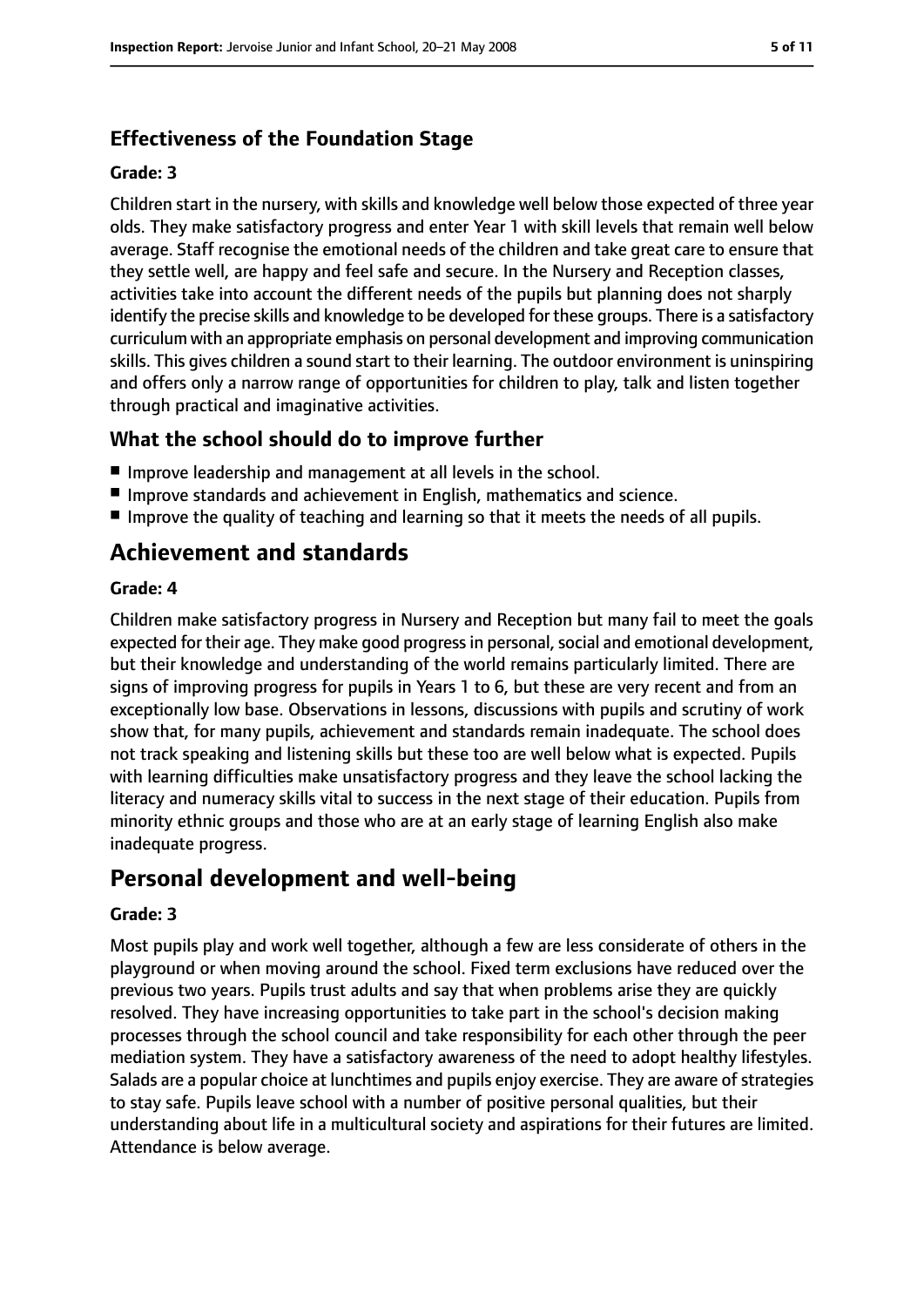### Effectiveness of the Foundation Stage

#### Grade: 3

Children start in the nursery, with skills and knowledge well below those expected of three year olds. They make satisfactory progress and enter Year 1 with skill levels that remain well below average. Staff recognise the emotional needs of the children and take great care to ensure that they settle well, are happy and feel safe and secure. In the Nursery and Reception classes, activities take into account the different needs of the pupils but planning does not sharply identify the precise skills and knowledge to be developed for these groups. There is a satisfactory curriculum with an appropriate emphasis on personal development and improving communication skills. This gives children a sound start to their learning. The outdoor environment is uninspiring and offers only a narrow range of opportunities for children to play, talk and listen together through practical and imaginative activities.

### What the school should do to improve further

- Improve leadership and management at all levels in the school.
- Improve standards and achievement in English, mathematics and science.
- Improve the quality of teaching and learning so that it meets the needs of all pupils.

## Achievement and standards

#### Grade: 4

Children make satisfactory progress in Nursery and Reception but many fail to meet the goals expected for their age. They make good progress in personal, social and emotional development, but their knowledge and understanding of the world remains particularly limited. There are signs of improving progress for pupils in Years 1 to 6, but these are very recent and from an exceptionally low base. Observations in lessons, discussions with pupils and scrutiny of work show that, for many pupils, achievement and standards remain inadequate. The school does not track speaking and listening skills but these too are well below what is expected. Pupils with learning difficulties make unsatisfactory progress and they leave the school lacking the literacy and numeracy skills vital to success in the next stage of their education. Pupils from minority ethnic groups and those who are at an early stage of learning English also make inadequate progress.

## Personal development and well-being

#### Grade: 3

Most pupils play and work well together, although a few are less considerate of others in the playground or when moving around the school. Fixed term exclusions have reduced over the previous two years. Pupils trust adults and say that when problems arise they are quickly resolved. They have increasing opportunities to take part in the school's decision making processes through the school council and take responsibility for each other through the peer mediation system. They have a satisfactory awareness of the need to adopt healthy lifestyles. Salads are a popular choice at lunchtimes and pupils enjoy exercise. They are aware of strategies to stay safe. Pupils leave school with a number of positive personal qualities, but their understanding about life in a multicultural society and aspirations for their futures are limited. Attendance is below average.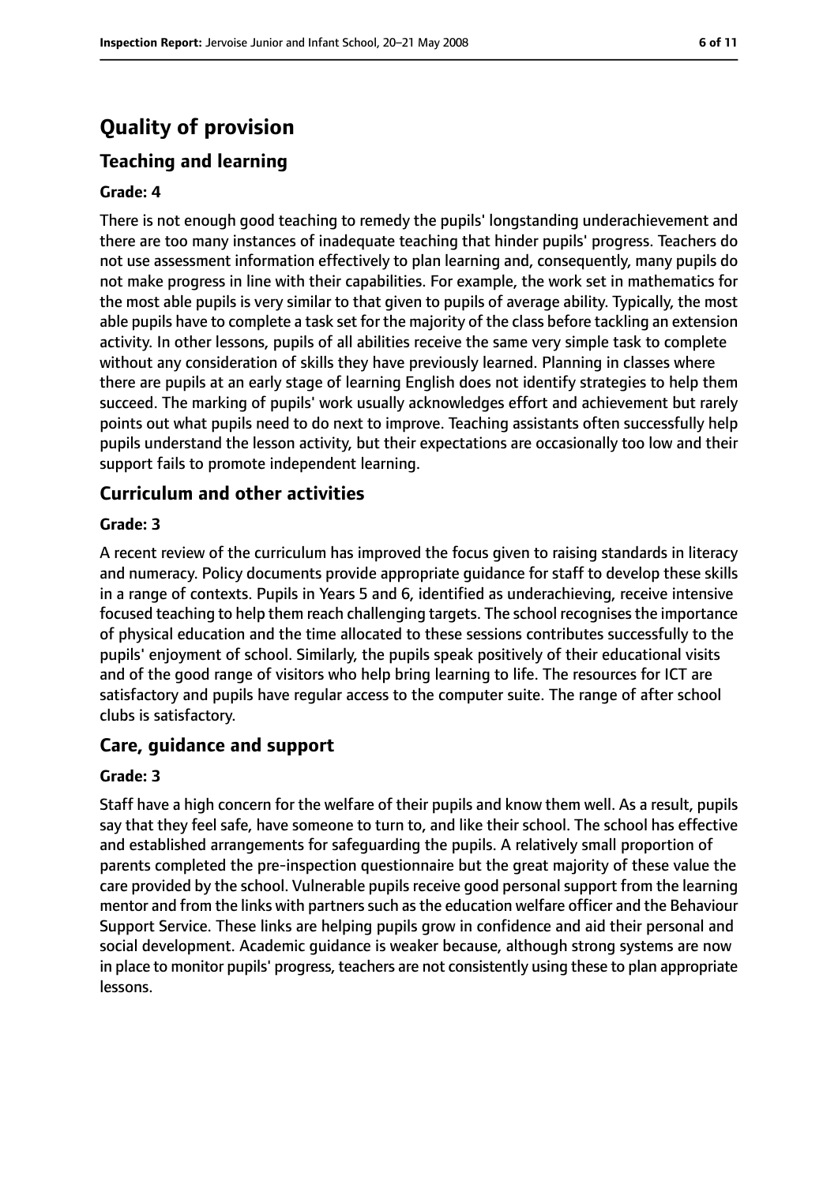# Quality of provision

## Teaching and learning

**Grade: 4**

There is not enough good teaching to remedy the pupils' longstanding underachievement and there are too many instances of inadequate teaching that hinder pupils' progress. Teachers do not use assessment information effectively to plan learning and, consequently, many pupils do not make progress in line with their capabilities. For example, the work set in mathematics for the most able pupils is very similar to that given to pupils of average ability. Typically, the most able pupils have to complete a task set for the majority of the class before tackling an extension activity. In other lessons, pupils of all abilities receive the same very simple task to complete without any consideration of skills they have previously learned. Planning in classes where there are pupils at an early stage of learning English does not identify strategies to help them succeed. The marking of pupils' work usually acknowledges effort and achievement but rarely points out what pupils need to do next to improve. Teaching assistants often successfully help pupils understand the lesson activity, but their expectations are occasionally too low and their support fails to promote independent learning.

## Curriculum and other activities

**Grade: 3**

A recent review of the curriculum has improved the focus given to raising standards in literacy and numeracy. Policy documents provide appropriate guidance for staff to develop these skills in a range of contexts. Pupils in Years 5 and 6, identified as underachieving, receive intensive focused teaching to help them reach challenging targets. The school recognises the importance of physical education and the time allocated to these sessions contributes successfully to the pupils' enjoyment of school. Similarly, the pupils speak positively of their educational visits and of the good range of visitors who help bring learning to life. The resources for ICT are satisfactory and pupils have regular access to the computer suite. The range of after school clubs is satisfactory.

## Care, guidance and support

**Grade: 3**

Staff have a high concern for the welfare of their pupils and know them well. As a result, pupils say that they feel safe, have someone to turn to, and like their school. The school has effective and established arrangements for safeguarding the pupils. A relatively small proportion of parents completed the pre-inspection questionnaire but the great majority of these value the care provided by the school. Vulnerable pupils receive good personal support from the learning mentor and from the links with partners such as the education welfare officer and the Behaviour Support Service. These links are helping pupils grow in confidence and aid their personal and social development. Academic guidance is weaker because, although strong systems are now in place to monitor pupils' progress, teachers are not consistently using these to plan appropriate lessons.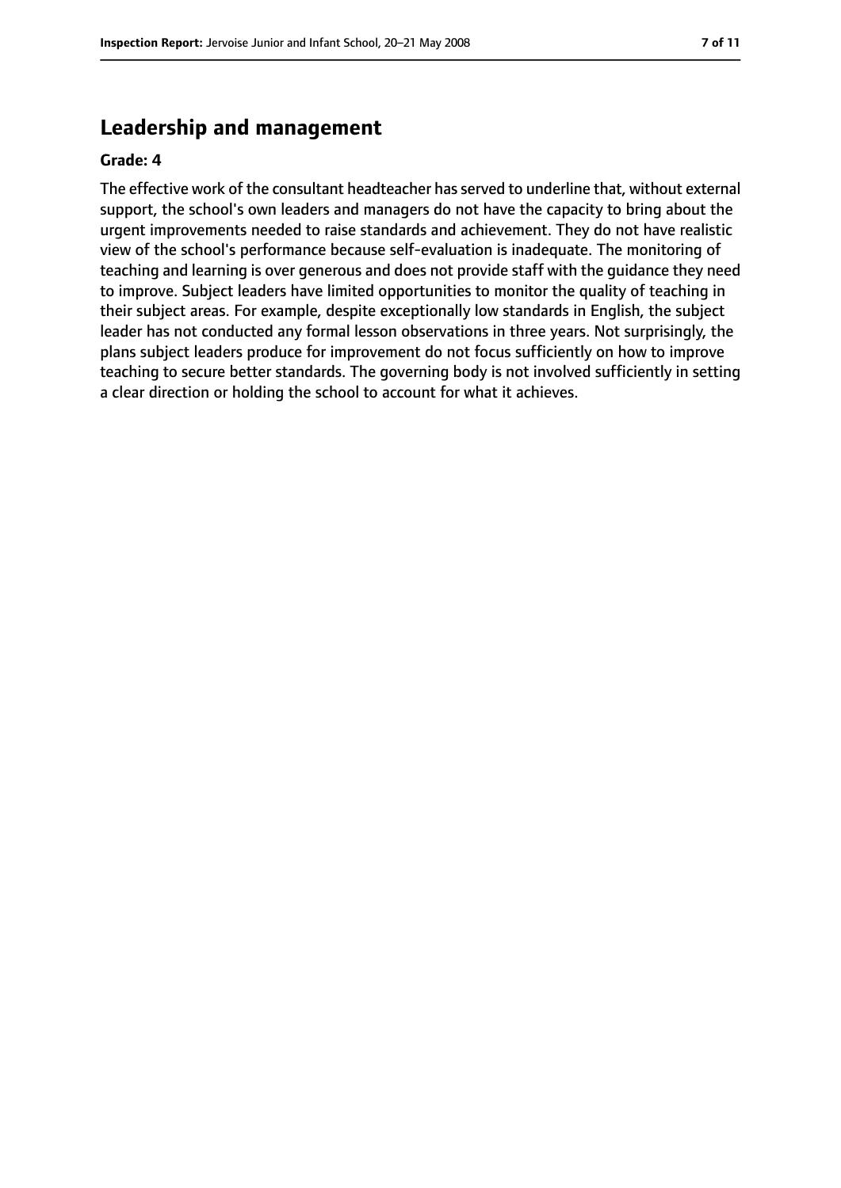## Leadership and management

**Grade: 4**

The effective work of the consultant headteacher has served to underline that, without external support, the school's own leaders and managers do not have the capacity to bring about the urgent improvements needed to raise standards and achievement. They do not have realistic view of the school's performance because self-evaluation is inadequate. The monitoring of teaching and learning is over generous and does not provide staff with the guidance they need to improve. Subject leaders have limited opportunities to monitor the quality of teaching in their subject areas. For example, despite exceptionally low standards in English, the subject leader has not conducted any formal lesson observations in three years. Not surprisingly, the plans subject leaders produce for improvement do not focus sufficiently on how to improve teaching to secure better standards. The governing body is not involved sufficiently in setting a clear direction or holding the school to account for what it achieves.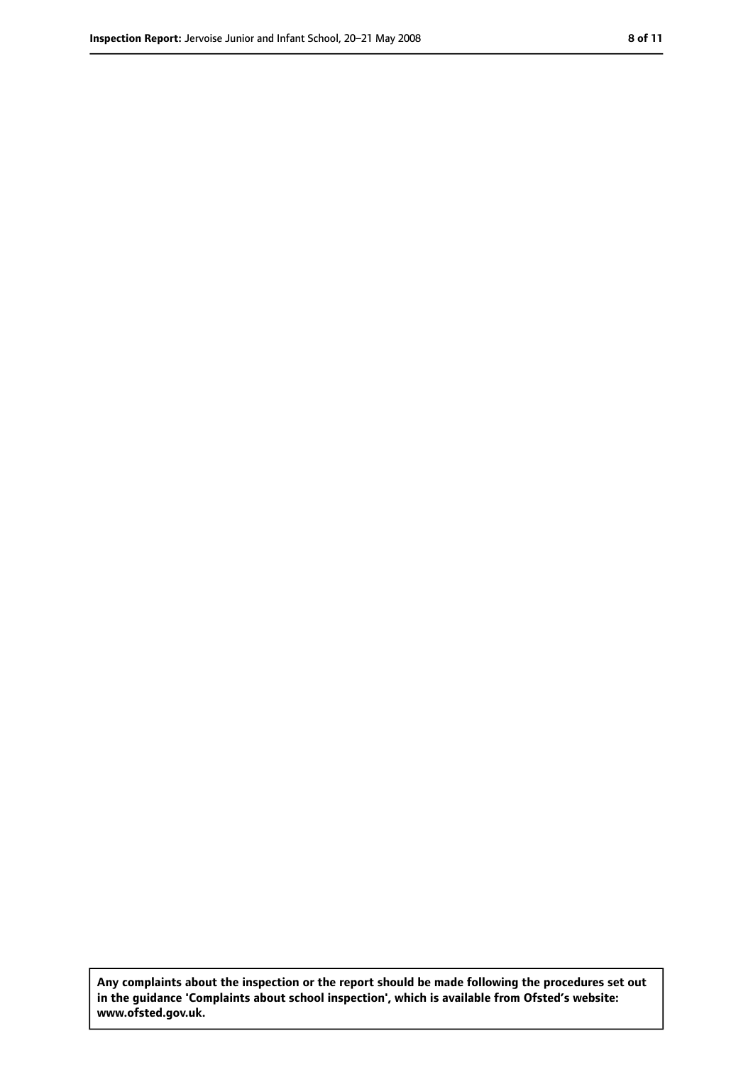**Any complaints about the inspection or the report should be made following the procedures set out in the guidance 'Complaints about school inspection', which is available from Ofsted's website: www.ofsted.gov.uk.**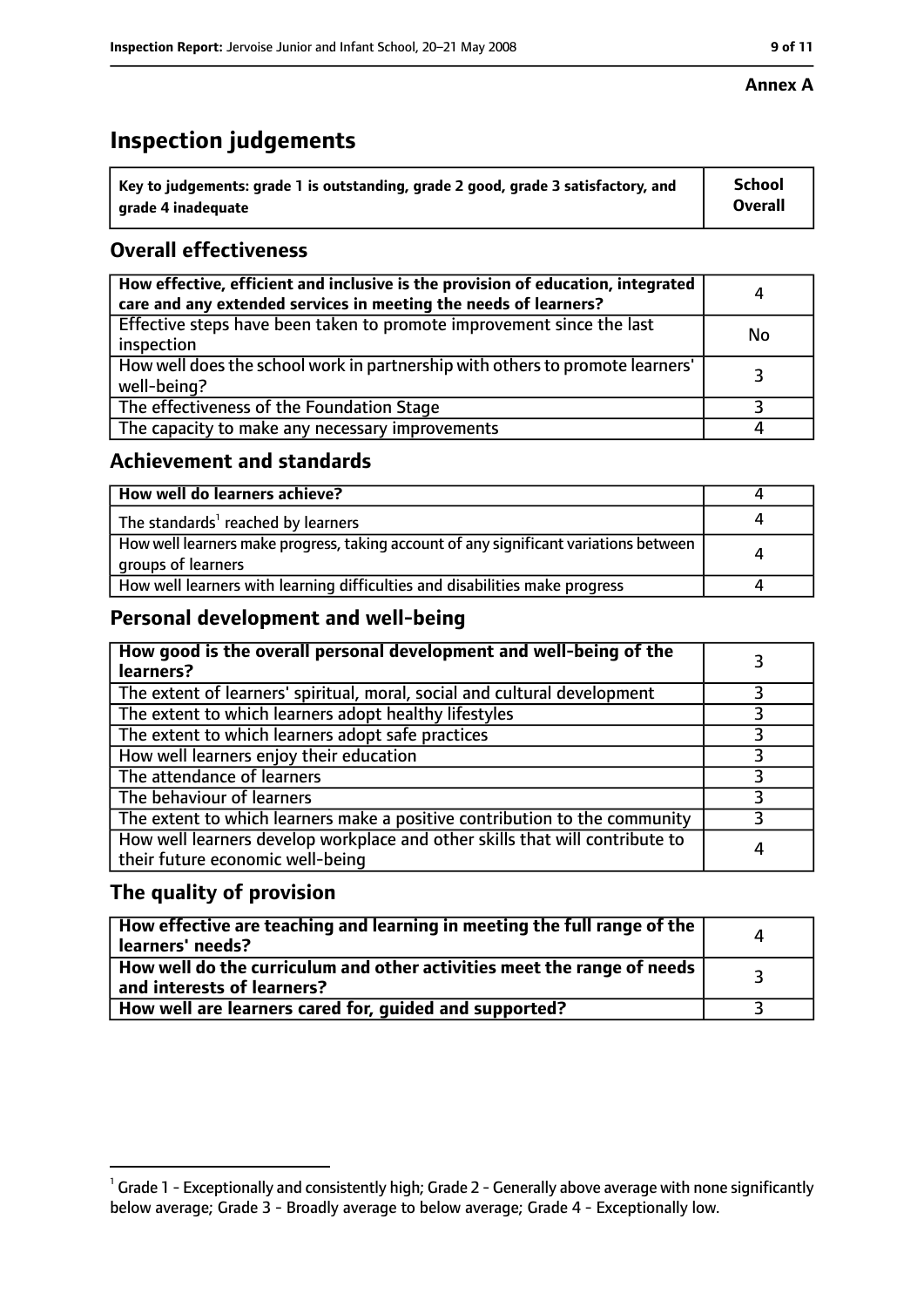**Annex A**

# Inspection judgements

| Key to judgements: grade 1 is outstanding, grade 2 good, grade 3 satisfactory, and grade 4 inadequate | School Overall |
|---|---|

## Overall effectiveness

| | |
|---|---|
| How effective, efficient and inclusive is the provision of education, integrated care and any extended services in meeting the needs of learners? | 4 |
| Effective steps have been taken to promote improvement since the last inspection | No |
| How well does the school work in partnership with others to promote learners' well-being? | 3 |
| The effectiveness of the Foundation Stage | 3 |
| The capacity to make any necessary improvements | 4 |

## Achievement and standards

| | |
|---|---|
| How well do learners achieve? | 4 |
| The standards[1] reached by learners | 4 |
| How well learners make progress, taking account of any significant variations between groups of learners | 4 |
| How well learners with learning difficulties and disabilities make progress | 4 |

## Personal development and well-being

| | |
|---|---|
| How good is the overall personal development and well-being of the learners? | 3 |
| The extent of learners' spiritual, moral, social and cultural development | 3 |
| The extent to which learners adopt healthy lifestyles | 3 |
| The extent to which learners adopt safe practices | 3 |
| How well learners enjoy their education | 3 |
| The attendance of learners | 3 |
| The behaviour of learners | 3 |
| The extent to which learners make a positive contribution to the community | 3 |
| How well learners develop workplace and other skills that will contribute to their future economic well-being | 4 |

## The quality of provision

| | |
|---|---|
| How effective are teaching and learning in meeting the full range of the learners' needs? | 4 |
| How well do the curriculum and other activities meet the range of needs and interests of learners? | 3 |
| How well are learners cared for, guided and supported? | 3 |

[1] Grade 1 - Exceptionally and consistently high; Grade 2 - Generally above average with none significantly below average; Grade 3 - Broadly average to below average; Grade 4 - Exceptionally low.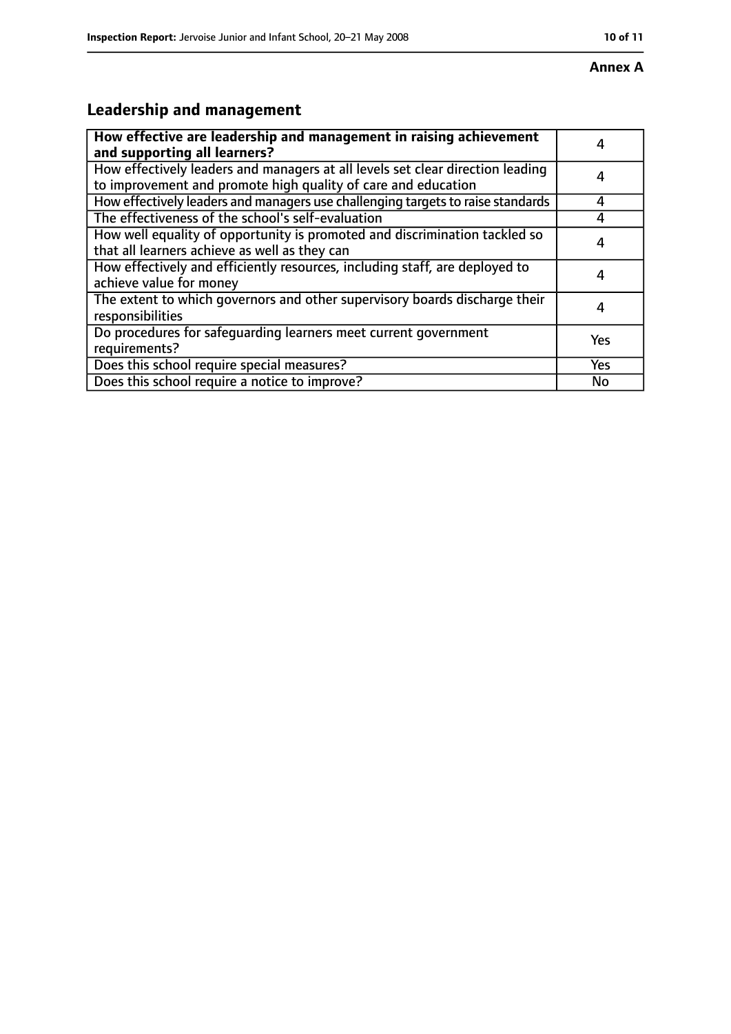**Annex A**

## Leadership and management

| **How effective are leadership and management in raising achievement and supporting all learners?** | 4 |
|---|---|
| How effectively leaders and managers at all levels set clear direction leading to improvement and promote high quality of care and education | 4 |
| How effectively leaders and managers use challenging targets to raise standards | 4 |
| The effectiveness of the school's self-evaluation | 4 |
| How well equality of opportunity is promoted and discrimination tackled so that all learners achieve as well as they can | 4 |
| How effectively and efficiently resources, including staff, are deployed to achieve value for money | 4 |
| The extent to which governors and other supervisory boards discharge their responsibilities | 4 |
| Do procedures for safeguarding learners meet current government requirements? | Yes |
| Does this school require special measures? | Yes |
| Does this school require a notice to improve? | No |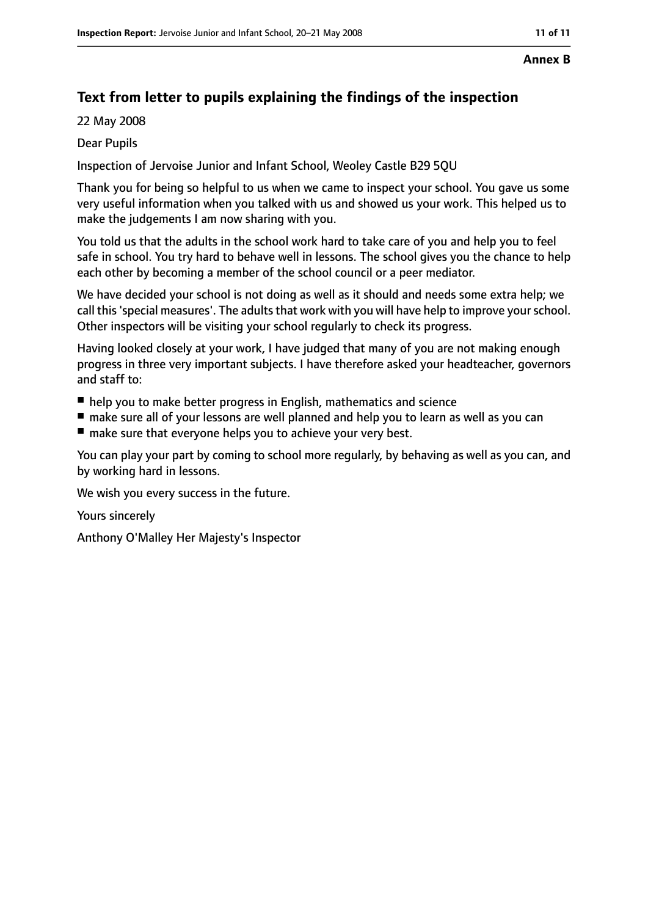**Annex B**

## Text from letter to pupils explaining the findings of the inspection

22 May 2008

Dear Pupils

Inspection of Jervoise Junior and Infant School, Weoley Castle B29 5QU

Thank you for being so helpful to us when we came to inspect your school. You gave us some very useful information when you talked with us and showed us your work. This helped us to make the judgements I am now sharing with you.

You told us that the adults in the school work hard to take care of you and help you to feel safe in school. You try hard to behave well in lessons. The school gives you the chance to help each other by becoming a member of the school council or a peer mediator.

We have decided your school is not doing as well as it should and needs some extra help; we call this 'special measures'. The adults that work with you will have help to improve your school. Other inspectors will be visiting your school regularly to check its progress.

Having looked closely at your work, I have judged that many of you are not making enough progress in three very important subjects. I have therefore asked your headteacher, governors and staff to:

- help you to make better progress in English, mathematics and science
- make sure all of your lessons are well planned and help you to learn as well as you can
- make sure that everyone helps you to achieve your very best.

You can play your part by coming to school more regularly, by behaving as well as you can, and by working hard in lessons.

We wish you every success in the future.

Yours sincerely

Anthony O'Malley Her Majesty's Inspector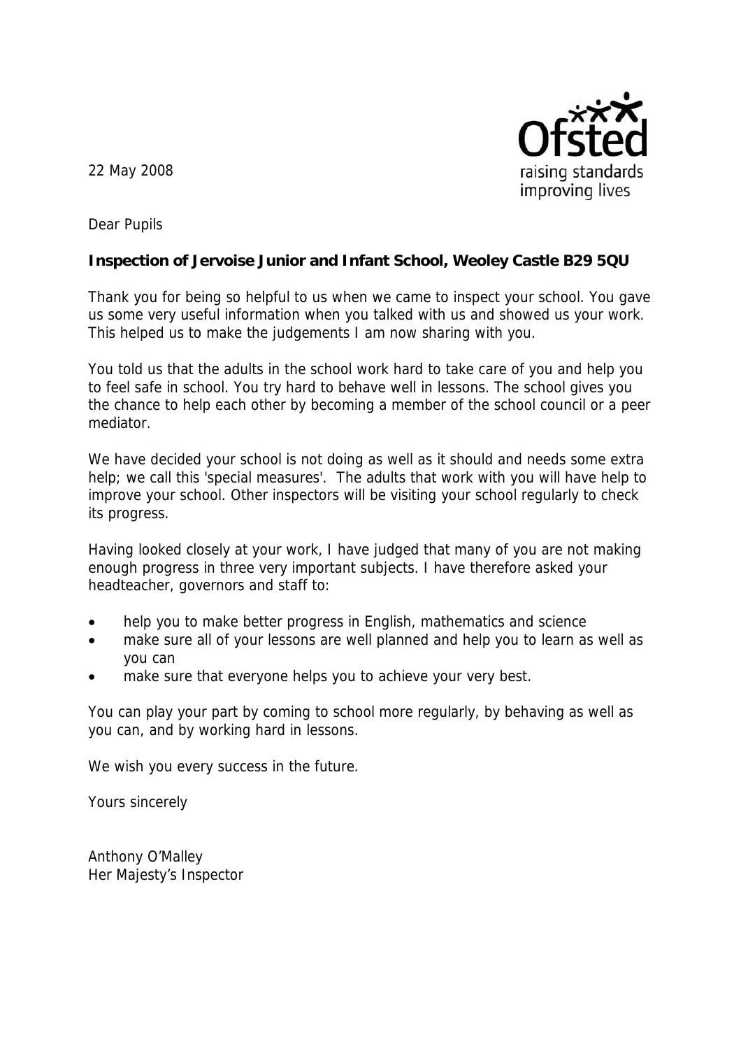22 May 2008

Dear Pupils

**Inspection of Jervoise Junior and Infant School, Weoley Castle B29 5QU**

Thank you for being so helpful to us when we came to inspect your school. You gave us some very useful information when you talked with us and showed us your work. This helped us to make the judgements I am now sharing with you.

You told us that the adults in the school work hard to take care of you and help you to feel safe in school. You try hard to behave well in lessons. The school gives you the chance to help each other by becoming a member of the school council or a peer mediator.

We have decided your school is not doing as well as it should and needs some extra help; we call this 'special measures'. The adults that work with you will have help to improve your school. Other inspectors will be visiting your school regularly to check its progress.

Having looked closely at your work, I have judged that many of you are not making enough progress in three very important subjects. I have therefore asked your headteacher, governors and staff to:

- help you to make better progress in English, mathematics and science
- make sure all of your lessons are well planned and help you to learn as well as you can
- make sure that everyone helps you to achieve your very best.

You can play your part by coming to school more regularly, by behaving as well as you can, and by working hard in lessons.

We wish you every success in the future.

Yours sincerely

Anthony O'Malley
Her Majesty's Inspector